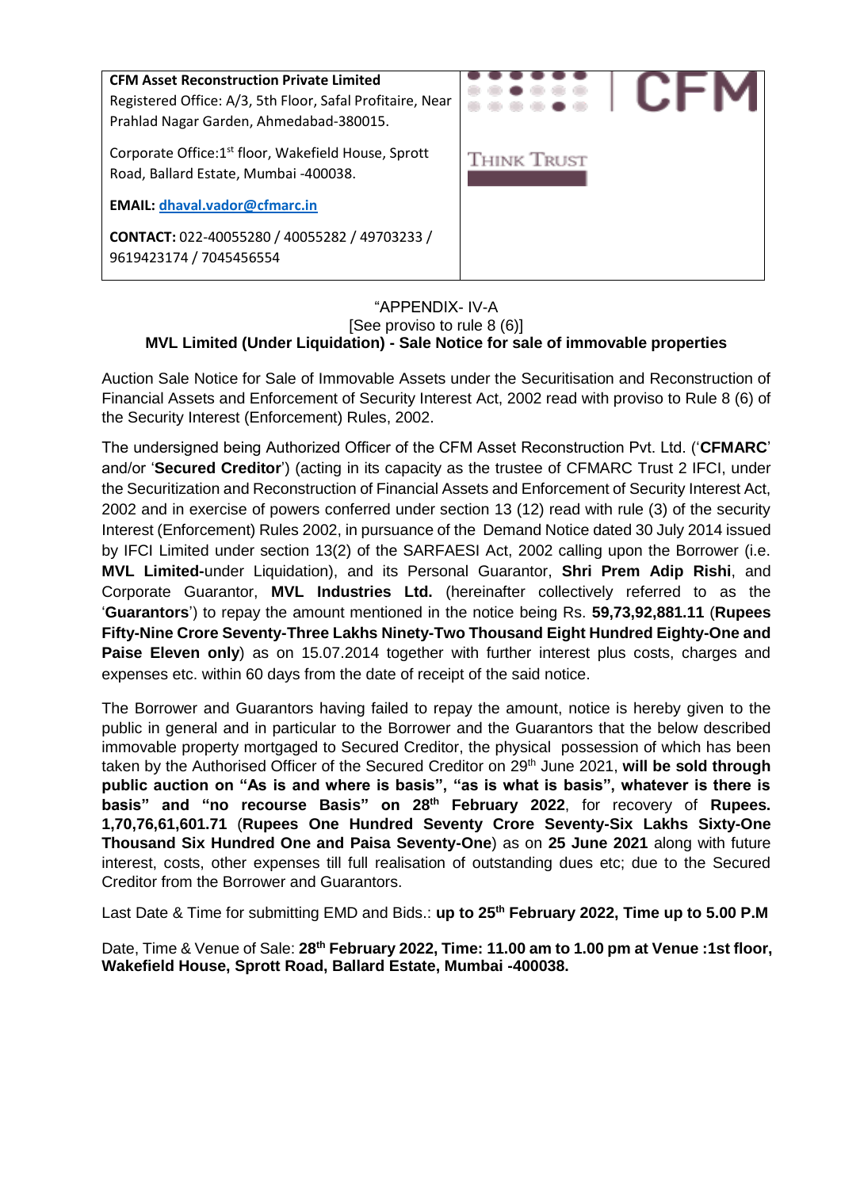| **CFM Asset Reconstruction Private Limited**<br>Registered Office: A/3, 5th Floor, Safal Profitaire, Near Prahlad Nagar Garden, Ahmedabad-380015.<br><br>Corporate Office:1st floor, Wakefield House, Sprott Road, Ballard Estate, Mumbai -400038.<br><br>**EMAIL: dhaval.vador@cfmarc.in**<br><br>**CONTACT:** 022-40055280 / 40055282 / 49703233 / 9619423174 / 7045456554 | CFM<br><br>THINK TRUST |
|---|---|

“APPENDIX- IV-A

[See proviso to rule 8 (6)]

**MVL Limited (Under Liquidation) - Sale Notice for sale of immovable properties**

Auction Sale Notice for Sale of Immovable Assets under the Securitisation and Reconstruction of Financial Assets and Enforcement of Security Interest Act, 2002 read with proviso to Rule 8 (6) of the Security Interest (Enforcement) Rules, 2002.

The undersigned being Authorized Officer of the CFM Asset Reconstruction Pvt. Ltd. (‘**CFMARC**’ and/or ‘**Secured Creditor**’) (acting in its capacity as the trustee of CFMARC Trust 2 IFCI, under the Securitization and Reconstruction of Financial Assets and Enforcement of Security Interest Act, 2002 and in exercise of powers conferred under section 13 (12) read with rule (3) of the security Interest (Enforcement) Rules 2002, in pursuance of the Demand Notice dated 30 July 2014 issued by IFCI Limited under section 13(2) of the SARFAESI Act, 2002 calling upon the Borrower (i.e. **MVL Limited-**under Liquidation), and its Personal Guarantor, **Shri Prem Adip Rishi**, and Corporate Guarantor, **MVL Industries Ltd.** (hereinafter collectively referred to as the ‘**Guarantors**’) to repay the amount mentioned in the notice being Rs. **59,73,92,881.11** (**Rupees Fifty-Nine Crore Seventy-Three Lakhs Ninety-Two Thousand Eight Hundred Eighty-One and Paise Eleven only**) as on 15.07.2014 together with further interest plus costs, charges and expenses etc. within 60 days from the date of receipt of the said notice.

The Borrower and Guarantors having failed to repay the amount, notice is hereby given to the public in general and in particular to the Borrower and the Guarantors that the below described immovable property mortgaged to Secured Creditor, the physical possession of which has been taken by the Authorised Officer of the Secured Creditor on 29th June 2021, **will be sold through public auction on “As is and where is basis”, “as is what is basis”, whatever is there is basis” and “no recourse Basis” on 28th February 2022**, for recovery of **Rupees. 1,70,76,61,601.71** (**Rupees One Hundred Seventy Crore Seventy-Six Lakhs Sixty-One Thousand Six Hundred One and Paisa Seventy-One**) as on **25 June 2021** along with future interest, costs, other expenses till full realisation of outstanding dues etc; due to the Secured Creditor from the Borrower and Guarantors.

Last Date & Time for submitting EMD and Bids.: **up to 25th February 2022, Time up to 5.00 P.M**

Date, Time & Venue of Sale: **28th February 2022, Time: 11.00 am to 1.00 pm at Venue :1st floor, Wakefield House, Sprott Road, Ballard Estate, Mumbai -400038.**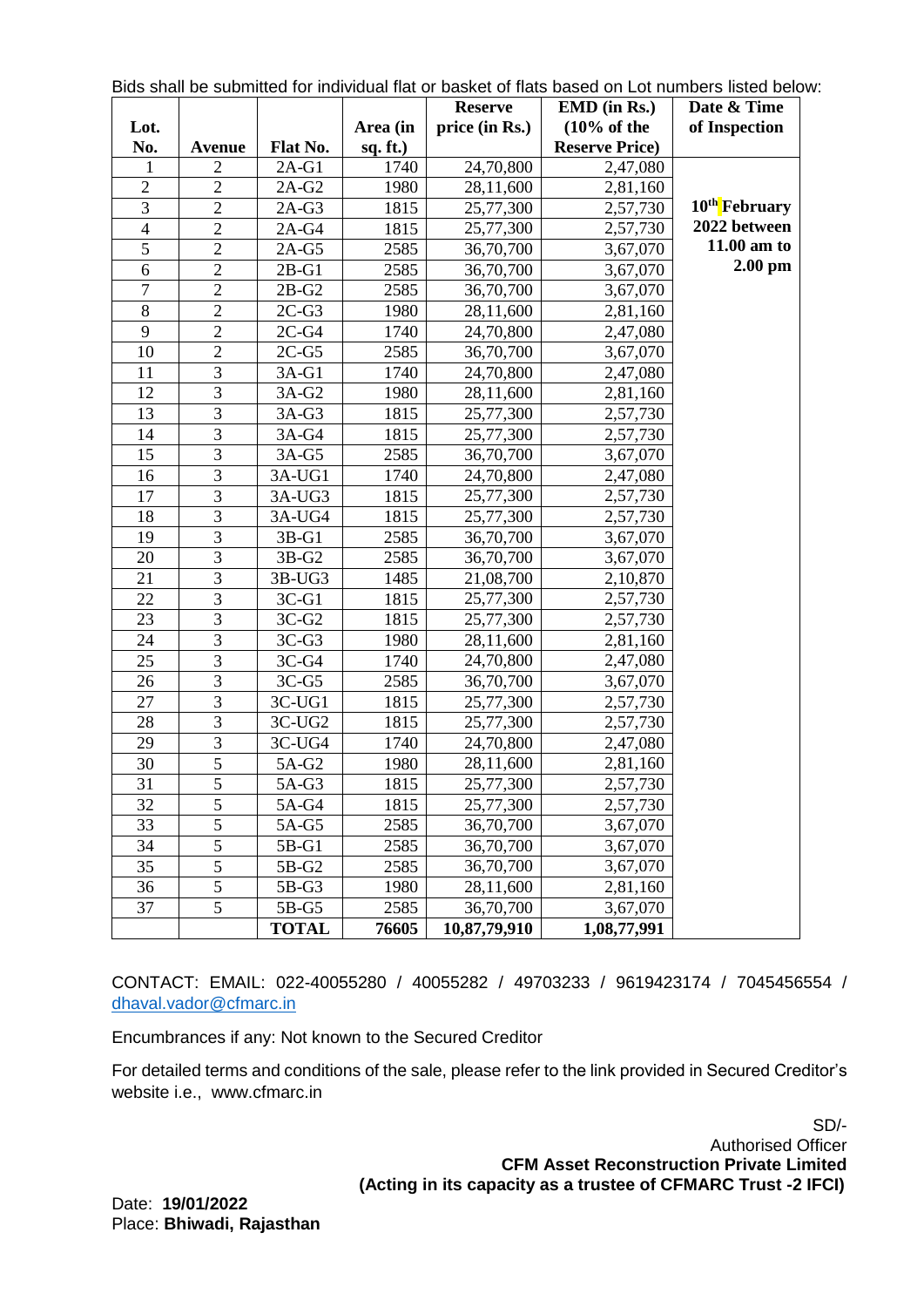Bids shall be submitted for individual flat or basket of flats based on Lot numbers listed below:

| Lot. No. | Avenue | Flat No. | Area (in sq. ft.) | Reserve price (in Rs.) | EMD (in Rs.) (10% of the Reserve Price) | Date & Time of Inspection |
|---|---|---|---|---|---|---|
| 1 | 2 | 2A-G1 | 1740 | 24,70,800 | 2,47,080 | 10th February 2022 between 11.00 am to 2.00 pm |
| 2 | 2 | 2A-G2 | 1980 | 28,11,600 | 2,81,160 | |
| 3 | 2 | 2A-G3 | 1815 | 25,77,300 | 2,57,730 | |
| 4 | 2 | 2A-G4 | 1815 | 25,77,300 | 2,57,730 | |
| 5 | 2 | 2A-G5 | 2585 | 36,70,700 | 3,67,070 | |
| 6 | 2 | 2B-G1 | 2585 | 36,70,700 | 3,67,070 | |
| 7 | 2 | 2B-G2 | 2585 | 36,70,700 | 3,67,070 | |
| 8 | 2 | 2C-G3 | 1980 | 28,11,600 | 2,81,160 | |
| 9 | 2 | 2C-G4 | 1740 | 24,70,800 | 2,47,080 | |
| 10 | 2 | 2C-G5 | 2585 | 36,70,700 | 3,67,070 | |
| 11 | 3 | 3A-G1 | 1740 | 24,70,800 | 2,47,080 | |
| 12 | 3 | 3A-G2 | 1980 | 28,11,600 | 2,81,160 | |
| 13 | 3 | 3A-G3 | 1815 | 25,77,300 | 2,57,730 | |
| 14 | 3 | 3A-G4 | 1815 | 25,77,300 | 2,57,730 | |
| 15 | 3 | 3A-G5 | 2585 | 36,70,700 | 3,67,070 | |
| 16 | 3 | 3A-UG1 | 1740 | 24,70,800 | 2,47,080 | |
| 17 | 3 | 3A-UG3 | 1815 | 25,77,300 | 2,57,730 | |
| 18 | 3 | 3A-UG4 | 1815 | 25,77,300 | 2,57,730 | |
| 19 | 3 | 3B-G1 | 2585 | 36,70,700 | 3,67,070 | |
| 20 | 3 | 3B-G2 | 2585 | 36,70,700 | 3,67,070 | |
| 21 | 3 | 3B-UG3 | 1485 | 21,08,700 | 2,10,870 | |
| 22 | 3 | 3C-G1 | 1815 | 25,77,300 | 2,57,730 | |
| 23 | 3 | 3C-G2 | 1815 | 25,77,300 | 2,57,730 | |
| 24 | 3 | 3C-G3 | 1980 | 28,11,600 | 2,81,160 | |
| 25 | 3 | 3C-G4 | 1740 | 24,70,800 | 2,47,080 | |
| 26 | 3 | 3C-G5 | 2585 | 36,70,700 | 3,67,070 | |
| 27 | 3 | 3C-UG1 | 1815 | 25,77,300 | 2,57,730 | |
| 28 | 3 | 3C-UG2 | 1815 | 25,77,300 | 2,57,730 | |
| 29 | 3 | 3C-UG4 | 1740 | 24,70,800 | 2,47,080 | |
| 30 | 5 | 5A-G2 | 1980 | 28,11,600 | 2,81,160 | |
| 31 | 5 | 5A-G3 | 1815 | 25,77,300 | 2,57,730 | |
| 32 | 5 | 5A-G4 | 1815 | 25,77,300 | 2,57,730 | |
| 33 | 5 | 5A-G5 | 2585 | 36,70,700 | 3,67,070 | |
| 34 | 5 | 5B-G1 | 2585 | 36,70,700 | 3,67,070 | |
| 35 | 5 | 5B-G2 | 2585 | 36,70,700 | 3,67,070 | |
| 36 | 5 | 5B-G3 | 1980 | 28,11,600 | 2,81,160 | |
| 37 | 5 | 5B-G5 | 2585 | 36,70,700 | 3,67,070 | |
| | | **TOTAL** | **76605** | **10,87,79,910** | **1,08,77,991** | |

CONTACT: EMAIL: 022-40055280 / 40055282 / 49703233 / 9619423174 / 7045456554 / dhaval.vador@cfmarc.in

Encumbrances if any: Not known to the Secured Creditor

For detailed terms and conditions of the sale, please refer to the link provided in Secured Creditor's website i.e., www.cfmarc.in

SD/-
Authorised Officer
**CFM Asset Reconstruction Private Limited**
**(Acting in its capacity as a trustee of CFMARC Trust -2 IFCI)**

Date: **19/01/2022**
Place: **Bhiwadi, Rajasthan**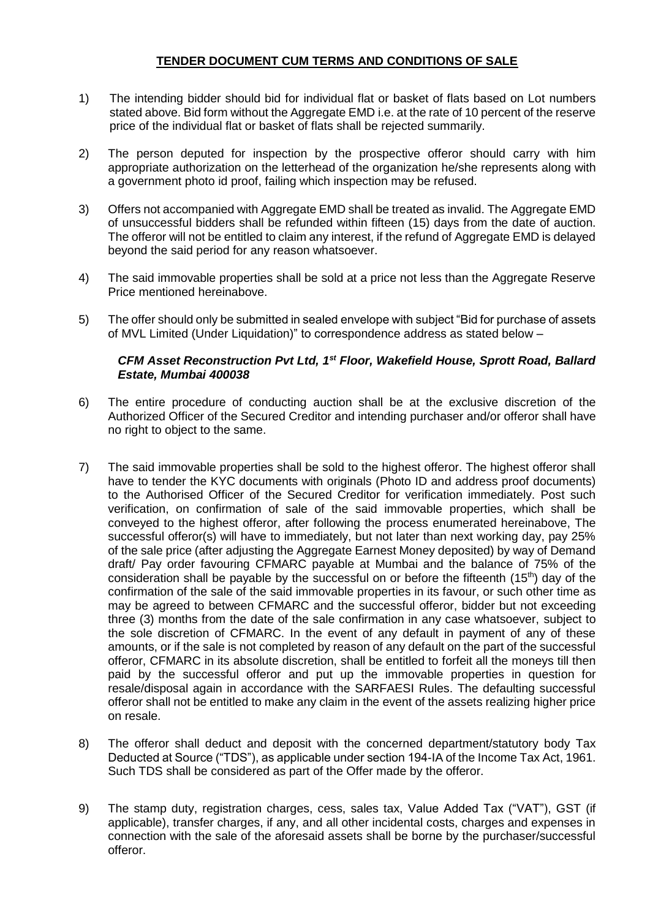**TENDER DOCUMENT CUM TERMS AND CONDITIONS OF SALE**

1) The intending bidder should bid for individual flat or basket of flats based on Lot numbers stated above. Bid form without the Aggregate EMD i.e. at the rate of 10 percent of the reserve price of the individual flat or basket of flats shall be rejected summarily.

2) The person deputed for inspection by the prospective offeror should carry with him appropriate authorization on the letterhead of the organization he/she represents along with a government photo id proof, failing which inspection may be refused.

3) Offers not accompanied with Aggregate EMD shall be treated as invalid. The Aggregate EMD of unsuccessful bidders shall be refunded within fifteen (15) days from the date of auction. The offeror will not be entitled to claim any interest, if the refund of Aggregate EMD is delayed beyond the said period for any reason whatsoever.

4) The said immovable properties shall be sold at a price not less than the Aggregate Reserve Price mentioned hereinabove.

5) The offer should only be submitted in sealed envelope with subject "Bid for purchase of assets of MVL Limited (Under Liquidation)" to correspondence address as stated below –

   ***CFM Asset Reconstruction Pvt Ltd, 1st Floor, Wakefield House, Sprott Road, Ballard Estate, Mumbai 400038***

6) The entire procedure of conducting auction shall be at the exclusive discretion of the Authorized Officer of the Secured Creditor and intending purchaser and/or offeror shall have no right to object to the same.

7) The said immovable properties shall be sold to the highest offeror. The highest offeror shall have to tender the KYC documents with originals (Photo ID and address proof documents) to the Authorised Officer of the Secured Creditor for verification immediately. Post such verification, on confirmation of sale of the said immovable properties, which shall be conveyed to the highest offeror, after following the process enumerated hereinabove, The successful offeror(s) will have to immediately, but not later than next working day, pay 25% of the sale price (after adjusting the Aggregate Earnest Money deposited) by way of Demand draft/ Pay order favouring CFMARC payable at Mumbai and the balance of 75% of the consideration shall be payable by the successful on or before the fifteenth (15th) day of the confirmation of the sale of the said immovable properties in its favour, or such other time as may be agreed to between CFMARC and the successful offeror, bidder but not exceeding three (3) months from the date of the sale confirmation in any case whatsoever, subject to the sole discretion of CFMARC. In the event of any default in payment of any of these amounts, or if the sale is not completed by reason of any default on the part of the successful offeror, CFMARC in its absolute discretion, shall be entitled to forfeit all the moneys till then paid by the successful offeror and put up the immovable properties in question for resale/disposal again in accordance with the SARFAESI Rules. The defaulting successful offeror shall not be entitled to make any claim in the event of the assets realizing higher price on resale.

8) The offeror shall deduct and deposit with the concerned department/statutory body Tax Deducted at Source ("TDS"), as applicable under section 194-IA of the Income Tax Act, 1961. Such TDS shall be considered as part of the Offer made by the offeror.

9) The stamp duty, registration charges, cess, sales tax, Value Added Tax ("VAT"), GST (if applicable), transfer charges, if any, and all other incidental costs, charges and expenses in connection with the sale of the aforesaid assets shall be borne by the purchaser/successful offeror.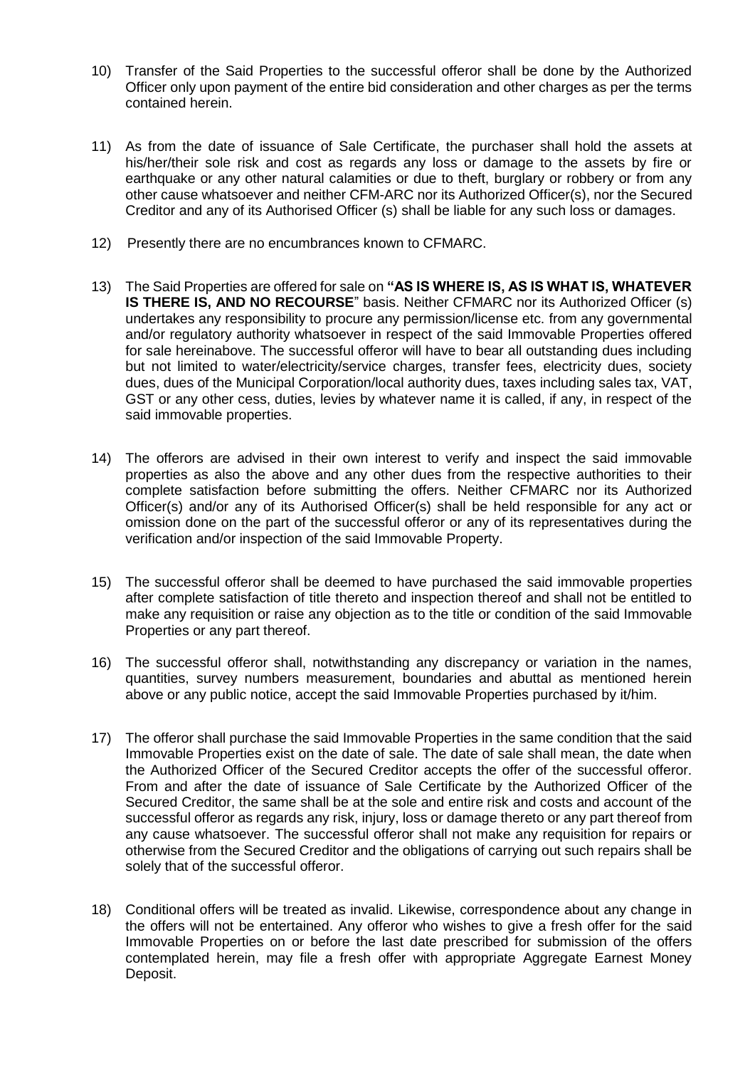10) Transfer of the Said Properties to the successful offeror shall be done by the Authorized Officer only upon payment of the entire bid consideration and other charges as per the terms contained herein.

11) As from the date of issuance of Sale Certificate, the purchaser shall hold the assets at his/her/their sole risk and cost as regards any loss or damage to the assets by fire or earthquake or any other natural calamities or due to theft, burglary or robbery or from any other cause whatsoever and neither CFM-ARC nor its Authorized Officer(s), nor the Secured Creditor and any of its Authorised Officer (s) shall be liable for any such loss or damages.

12) Presently there are no encumbrances known to CFMARC.

13) The Said Properties are offered for sale on **"AS IS WHERE IS, AS IS WHAT IS, WHATEVER IS THERE IS, AND NO RECOURSE**" basis. Neither CFMARC nor its Authorized Officer (s) undertakes any responsibility to procure any permission/license etc. from any governmental and/or regulatory authority whatsoever in respect of the said Immovable Properties offered for sale hereinabove. The successful offeror will have to bear all outstanding dues including but not limited to water/electricity/service charges, transfer fees, electricity dues, society dues, dues of the Municipal Corporation/local authority dues, taxes including sales tax, VAT, GST or any other cess, duties, levies by whatever name it is called, if any, in respect of the said immovable properties.

14) The offerors are advised in their own interest to verify and inspect the said immovable properties as also the above and any other dues from the respective authorities to their complete satisfaction before submitting the offers. Neither CFMARC nor its Authorized Officer(s) and/or any of its Authorised Officer(s) shall be held responsible for any act or omission done on the part of the successful offeror or any of its representatives during the verification and/or inspection of the said Immovable Property.

15) The successful offeror shall be deemed to have purchased the said immovable properties after complete satisfaction of title thereto and inspection thereof and shall not be entitled to make any requisition or raise any objection as to the title or condition of the said Immovable Properties or any part thereof.

16) The successful offeror shall, notwithstanding any discrepancy or variation in the names, quantities, survey numbers measurement, boundaries and abuttal as mentioned herein above or any public notice, accept the said Immovable Properties purchased by it/him.

17) The offeror shall purchase the said Immovable Properties in the same condition that the said Immovable Properties exist on the date of sale. The date of sale shall mean, the date when the Authorized Officer of the Secured Creditor accepts the offer of the successful offeror. From and after the date of issuance of Sale Certificate by the Authorized Officer of the Secured Creditor, the same shall be at the sole and entire risk and costs and account of the successful offeror as regards any risk, injury, loss or damage thereto or any part thereof from any cause whatsoever. The successful offeror shall not make any requisition for repairs or otherwise from the Secured Creditor and the obligations of carrying out such repairs shall be solely that of the successful offeror.

18) Conditional offers will be treated as invalid. Likewise, correspondence about any change in the offers will not be entertained. Any offeror who wishes to give a fresh offer for the said Immovable Properties on or before the last date prescribed for submission of the offers contemplated herein, may file a fresh offer with appropriate Aggregate Earnest Money Deposit.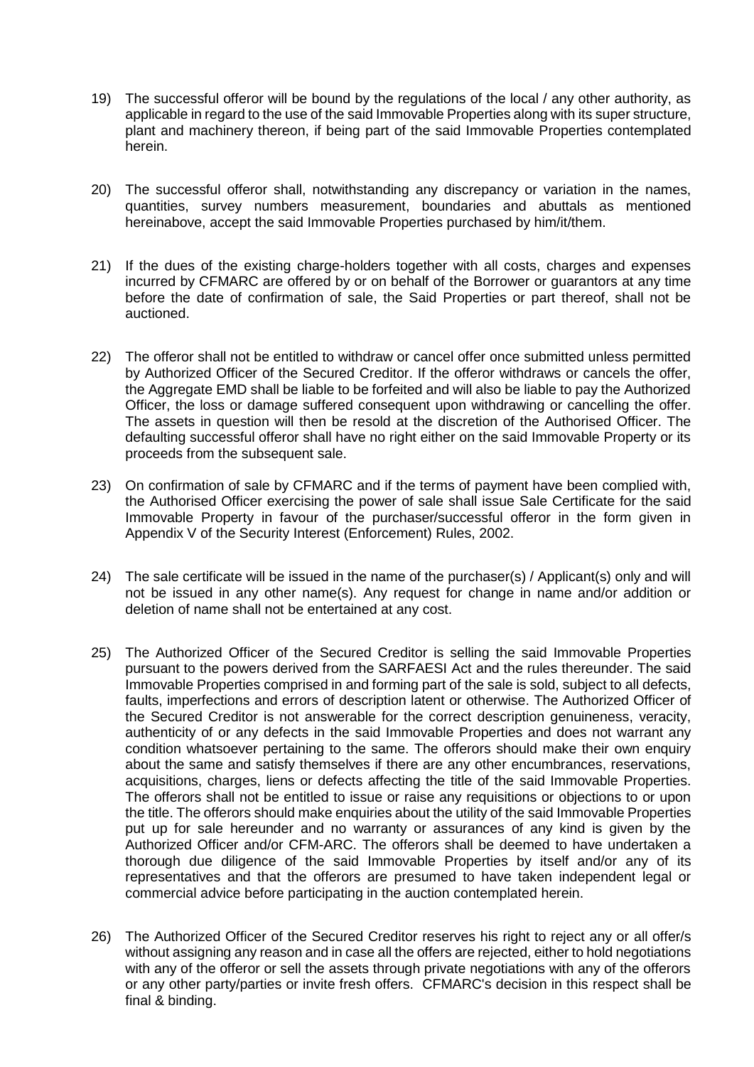19) The successful offeror will be bound by the regulations of the local / any other authority, as applicable in regard to the use of the said Immovable Properties along with its super structure, plant and machinery thereon, if being part of the said Immovable Properties contemplated herein.

20) The successful offeror shall, notwithstanding any discrepancy or variation in the names, quantities, survey numbers measurement, boundaries and abuttals as mentioned hereinabove, accept the said Immovable Properties purchased by him/it/them.

21) If the dues of the existing charge-holders together with all costs, charges and expenses incurred by CFMARC are offered by or on behalf of the Borrower or guarantors at any time before the date of confirmation of sale, the Said Properties or part thereof, shall not be auctioned.

22) The offeror shall not be entitled to withdraw or cancel offer once submitted unless permitted by Authorized Officer of the Secured Creditor. If the offeror withdraws or cancels the offer, the Aggregate EMD shall be liable to be forfeited and will also be liable to pay the Authorized Officer, the loss or damage suffered consequent upon withdrawing or cancelling the offer. The assets in question will then be resold at the discretion of the Authorised Officer. The defaulting successful offeror shall have no right either on the said Immovable Property or its proceeds from the subsequent sale.

23) On confirmation of sale by CFMARC and if the terms of payment have been complied with, the Authorised Officer exercising the power of sale shall issue Sale Certificate for the said Immovable Property in favour of the purchaser/successful offeror in the form given in Appendix V of the Security Interest (Enforcement) Rules, 2002.

24) The sale certificate will be issued in the name of the purchaser(s) / Applicant(s) only and will not be issued in any other name(s). Any request for change in name and/or addition or deletion of name shall not be entertained at any cost.

25) The Authorized Officer of the Secured Creditor is selling the said Immovable Properties pursuant to the powers derived from the SARFAESI Act and the rules thereunder. The said Immovable Properties comprised in and forming part of the sale is sold, subject to all defects, faults, imperfections and errors of description latent or otherwise. The Authorized Officer of the Secured Creditor is not answerable for the correct description genuineness, veracity, authenticity of or any defects in the said Immovable Properties and does not warrant any condition whatsoever pertaining to the same. The offerors should make their own enquiry about the same and satisfy themselves if there are any other encumbrances, reservations, acquisitions, charges, liens or defects affecting the title of the said Immovable Properties. The offerors shall not be entitled to issue or raise any requisitions or objections to or upon the title. The offerors should make enquiries about the utility of the said Immovable Properties put up for sale hereunder and no warranty or assurances of any kind is given by the Authorized Officer and/or CFM-ARC. The offerors shall be deemed to have undertaken a thorough due diligence of the said Immovable Properties by itself and/or any of its representatives and that the offerors are presumed to have taken independent legal or commercial advice before participating in the auction contemplated herein.

26) The Authorized Officer of the Secured Creditor reserves his right to reject any or all offer/s without assigning any reason and in case all the offers are rejected, either to hold negotiations with any of the offeror or sell the assets through private negotiations with any of the offerors or any other party/parties or invite fresh offers. CFMARC's decision in this respect shall be final & binding.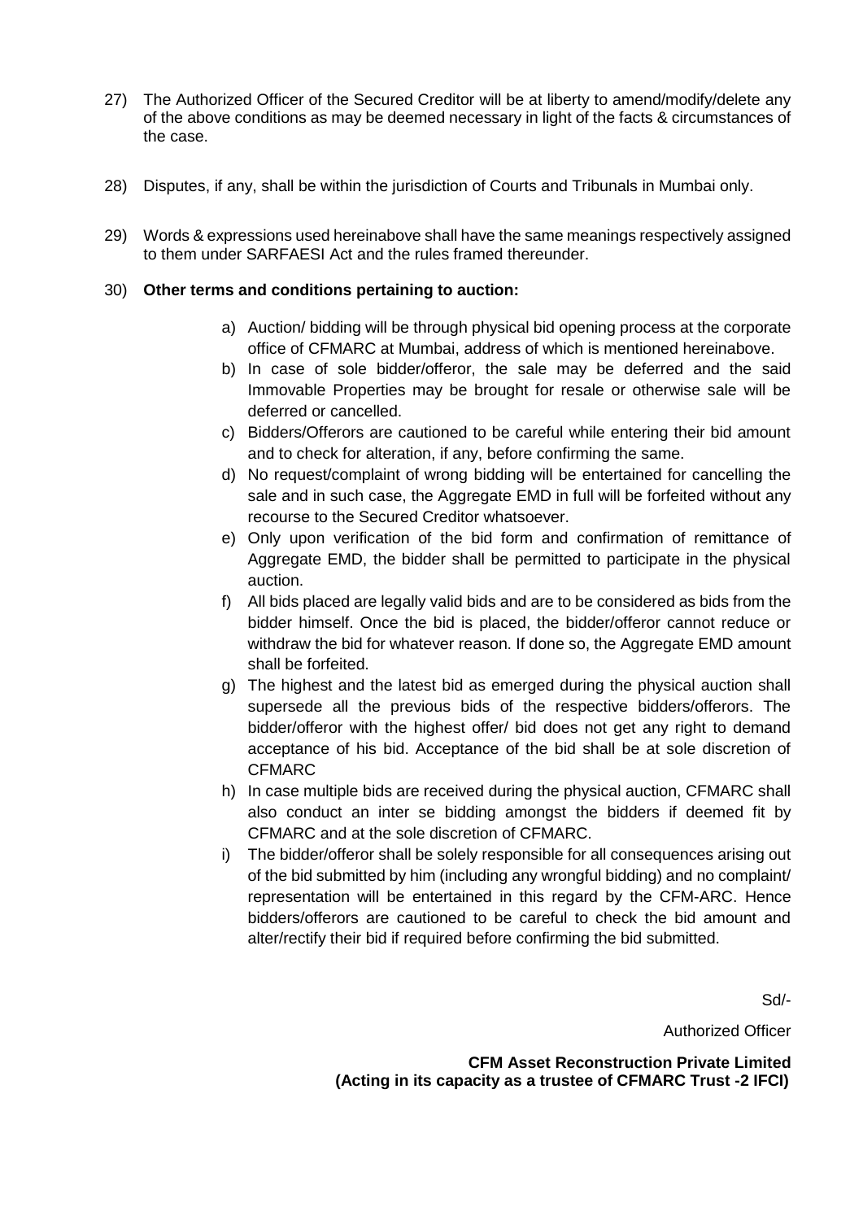27) The Authorized Officer of the Secured Creditor will be at liberty to amend/modify/delete any of the above conditions as may be deemed necessary in light of the facts & circumstances of the case.

28) Disputes, if any, shall be within the jurisdiction of Courts and Tribunals in Mumbai only.

29) Words & expressions used hereinabove shall have the same meanings respectively assigned to them under SARFAESI Act and the rules framed thereunder.

30) **Other terms and conditions pertaining to auction:**

   a) Auction/ bidding will be through physical bid opening process at the corporate office of CFMARC at Mumbai, address of which is mentioned hereinabove.
   b) In case of sole bidder/offeror, the sale may be deferred and the said Immovable Properties may be brought for resale or otherwise sale will be deferred or cancelled.
   c) Bidders/Offerors are cautioned to be careful while entering their bid amount and to check for alteration, if any, before confirming the same.
   d) No request/complaint of wrong bidding will be entertained for cancelling the sale and in such case, the Aggregate EMD in full will be forfeited without any recourse to the Secured Creditor whatsoever.
   e) Only upon verification of the bid form and confirmation of remittance of Aggregate EMD, the bidder shall be permitted to participate in the physical auction.
   f) All bids placed are legally valid bids and are to be considered as bids from the bidder himself. Once the bid is placed, the bidder/offeror cannot reduce or withdraw the bid for whatever reason. If done so, the Aggregate EMD amount shall be forfeited.
   g) The highest and the latest bid as emerged during the physical auction shall supersede all the previous bids of the respective bidders/offerors. The bidder/offeror with the highest offer/ bid does not get any right to demand acceptance of his bid. Acceptance of the bid shall be at sole discretion of CFMARC
   h) In case multiple bids are received during the physical auction, CFMARC shall also conduct an inter se bidding amongst the bidders if deemed fit by CFMARC and at the sole discretion of CFMARC.
   i) The bidder/offeror shall be solely responsible for all consequences arising out of the bid submitted by him (including any wrongful bidding) and no complaint/ representation will be entertained in this regard by the CFM-ARC. Hence bidders/offerors are cautioned to be careful to check the bid amount and alter/rectify their bid if required before confirming the bid submitted.

Sd/-

Authorized Officer

**CFM Asset Reconstruction Private Limited**
**(Acting in its capacity as a trustee of CFMARC Trust -2 IFCI)**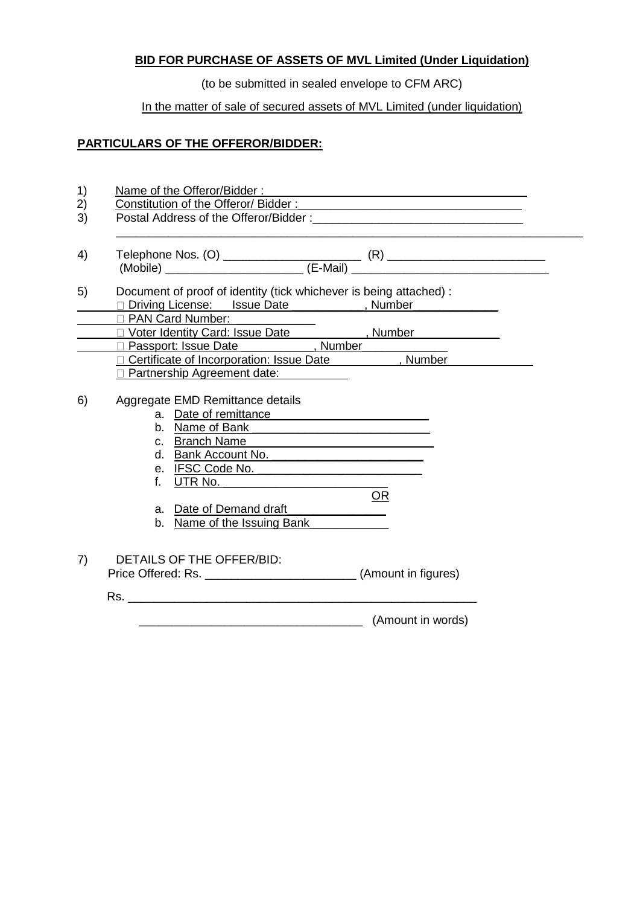**BID FOR PURCHASE OF ASSETS OF MVL Limited (Under Liquidation)**

(to be submitted in sealed envelope to CFM ARC)

In the matter of sale of secured assets of MVL Limited (under liquidation)

**PARTICULARS OF THE OFFEROR/BIDDER:**

1) Name of the Offeror/Bidder : ________________________________________
2) Constitution of the Offeror/ Bidder : ________________________________
3) Postal Address of the Offeror/Bidder :________________________________
   ________________________________________________________________________

4) Telephone Nos. (O) ____________________ (R) ________________________
   (Mobile) ____________________ (E-Mail) ______________________________

5) Document of proof of identity (tick whichever is being attached) :
   - ☐ Driving License: Issue Date __________, Number ____________
   - ☐ PAN Card Number: ____________
   - ☐ Voter Identity Card: Issue Date __________, Number ____________
   - ☐ Passport: Issue Date __________, Number ____________
   - ☐ Certificate of Incorporation: Issue Date __________, Number ____________
   - ☐ Partnership Agreement date: __________

6) Aggregate EMD Remittance details
   a. Date of remittance ________________________
   b. Name of Bank ____________________________
   c. Branch Name _____________________________
   d. Bank Account No. ________________________
   e. IFSC Code No. ___________________________
   f. UTR No. _________________________________

   OR

   a. Date of Demand draft ______________
   b. Name of the Issuing Bank ___________

7) DETAILS OF THE OFFER/BID:
   Price Offered: Rs. ______________________ (Amount in figures)

   Rs. _______________________________________________________

   _________________________________ (Amount in words)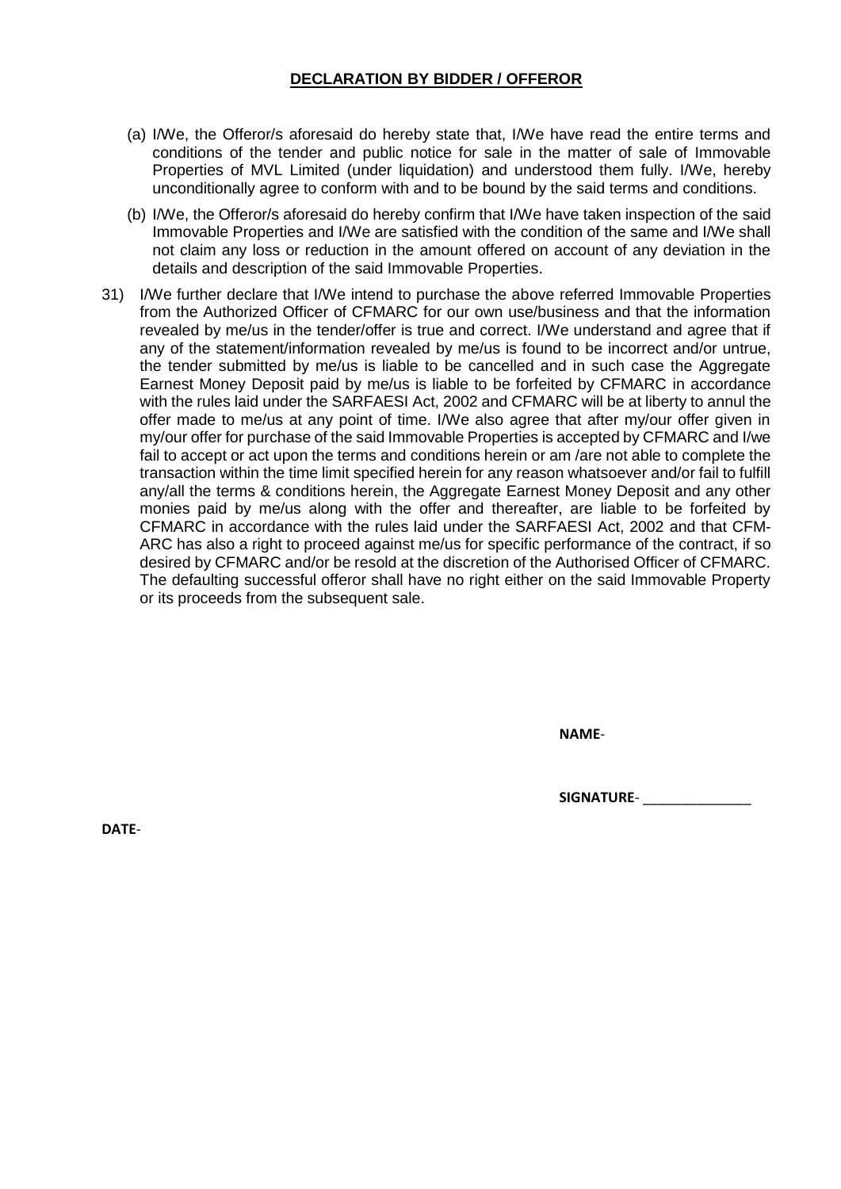**DECLARATION BY BIDDER / OFFEROR**

(a) I/We, the Offeror/s aforesaid do hereby state that, I/We have read the entire terms and conditions of the tender and public notice for sale in the matter of sale of Immovable Properties of MVL Limited (under liquidation) and understood them fully. I/We, hereby unconditionally agree to conform with and to be bound by the said terms and conditions.

(b) I/We, the Offeror/s aforesaid do hereby confirm that I/We have taken inspection of the said Immovable Properties and I/We are satisfied with the condition of the same and I/We shall not claim any loss or reduction in the amount offered on account of any deviation in the details and description of the said Immovable Properties.

31) I/We further declare that I/We intend to purchase the above referred Immovable Properties from the Authorized Officer of CFMARC for our own use/business and that the information revealed by me/us in the tender/offer is true and correct. I/We understand and agree that if any of the statement/information revealed by me/us is found to be incorrect and/or untrue, the tender submitted by me/us is liable to be cancelled and in such case the Aggregate Earnest Money Deposit paid by me/us is liable to be forfeited by CFMARC in accordance with the rules laid under the SARFAESI Act, 2002 and CFMARC will be at liberty to annul the offer made to me/us at any point of time. I/We also agree that after my/our offer given in my/our offer for purchase of the said Immovable Properties is accepted by CFMARC and I/we fail to accept or act upon the terms and conditions herein or am /are not able to complete the transaction within the time limit specified herein for any reason whatsoever and/or fail to fulfill any/all the terms & conditions herein, the Aggregate Earnest Money Deposit and any other monies paid by me/us along with the offer and thereafter, are liable to be forfeited by CFMARC in accordance with the rules laid under the SARFAESI Act, 2002 and that CFM-ARC has also a right to proceed against me/us for specific performance of the contract, if so desired by CFMARC and/or be resold at the discretion of the Authorised Officer of CFMARC. The defaulting successful offeror shall have no right either on the said Immovable Property or its proceeds from the subsequent sale.

**NAME**-

**SIGNATURE**- ______________

**DATE**-